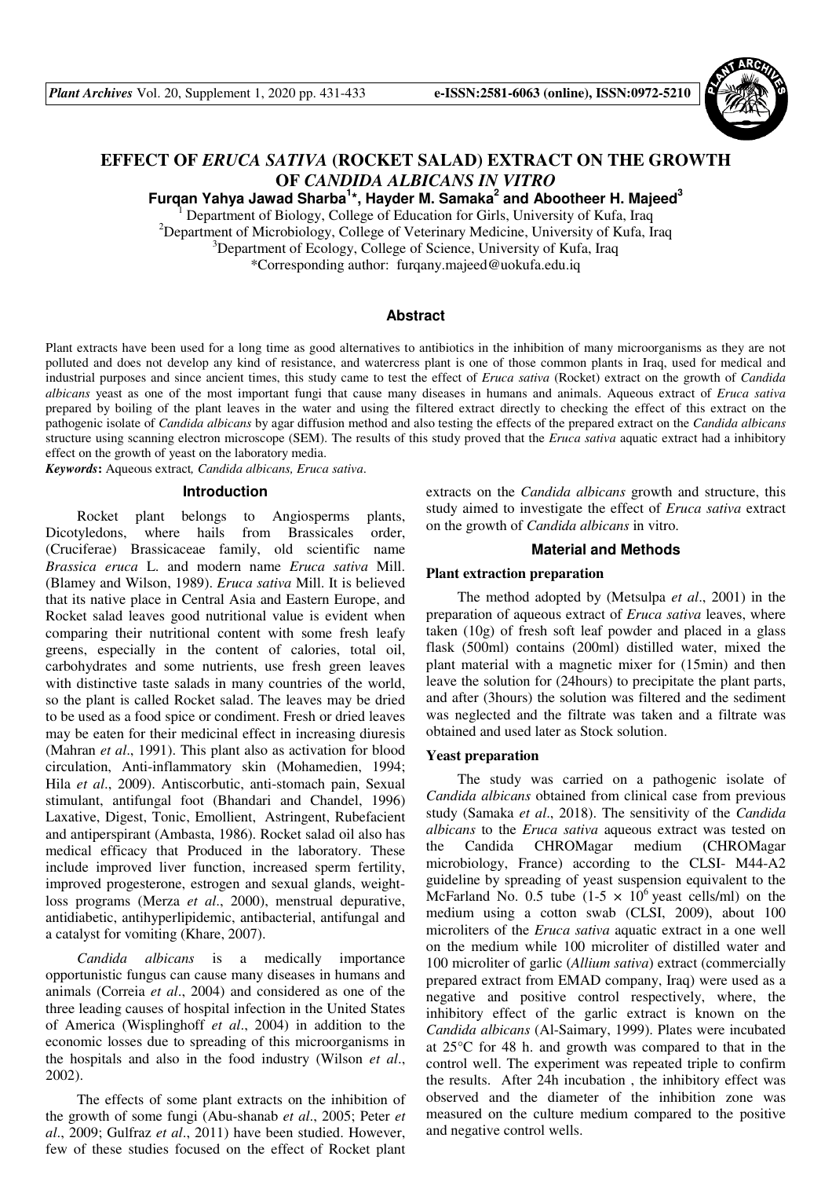# EFFECT OF *ERUCA SATIVA* (ROCKET SALAD) EXTRACT ON THE GROWTH OF *CANDIDA ALBICANS IN VITRO*

**Furqan Yahya Jawad Sharba[1]\*, Hayder M. Samaka[2] and Abootheer H. Majeed[3]**

[1] Department of Biology, College of Education for Girls, University of Kufa, Iraq
[2]Department of Microbiology, College of Veterinary Medicine, University of Kufa, Iraq
[3]Department of Ecology, College of Science, University of Kufa, Iraq
\*Corresponding author: furqany.majeed@uokufa.edu.iq

## Abstract

Plant extracts have been used for a long time as good alternatives to antibiotics in the inhibition of many microorganisms as they are not polluted and does not develop any kind of resistance, and watercress plant is one of those common plants in Iraq, used for medical and industrial purposes and since ancient times, this study came to test the effect of *Eruca sativa* (Rocket) extract on the growth of *Candida albicans* yeast as one of the most important fungi that cause many diseases in humans and animals. Aqueous extract of *Eruca sativa* prepared by boiling of the plant leaves in the water and using the filtered extract directly to checking the effect of this extract on the pathogenic isolate of *Candida albicans* by agar diffusion method and also testing the effects of the prepared extract on the *Candida albicans* structure using scanning electron microscope (SEM). The results of this study proved that the *Eruca sativa* aquatic extract had a inhibitory effect on the growth of yeast on the laboratory media.

***Keywords*:** Aqueous extract*, Candida albicans, Eruca sativa*.

## Introduction

Rocket plant belongs to Angiosperms plants, Dicotyledons, where hails from Brassicales order, (Cruciferae) Brassicaceae family, old scientific name *Brassica eruca* L. and modern name *Eruca sativa* Mill. (Blamey and Wilson, 1989). *Eruca sativa* Mill. It is believed that its native place in Central Asia and Eastern Europe, and Rocket salad leaves good nutritional value is evident when comparing their nutritional content with some fresh leafy greens, especially in the content of calories, total oil, carbohydrates and some nutrients, use fresh green leaves with distinctive taste salads in many countries of the world, so the plant is called Rocket salad. The leaves may be dried to be used as a food spice or condiment. Fresh or dried leaves may be eaten for their medicinal effect in increasing diuresis (Mahran *et al*., 1991). This plant also as activation for blood circulation, Anti-inflammatory skin (Mohamedien, 1994; Hila *et al*., 2009). Antiscorbutic, anti-stomach pain, Sexual stimulant, antifungal foot (Bhandari and Chandel, 1996) Laxative, Digest, Tonic, Emollient, Astringent, Rubefacient and antiperspirant (Ambasta, 1986). Rocket salad oil also has medical efficacy that Produced in the laboratory. These include improved liver function, increased sperm fertility, improved progesterone, estrogen and sexual glands, weight-loss programs (Merza *et al*., 2000), menstrual depurative, antidiabetic, antihyperlipidemic, antibacterial, antifungal and a catalyst for vomiting (Khare, 2007).

*Candida albicans* is a medically importance opportunistic fungus can cause many diseases in humans and animals (Correia *et al*., 2004) and considered as one of the three leading causes of hospital infection in the United States of America (Wisplinghoff *et al*., 2004) in addition to the economic losses due to spreading of this microorganisms in the hospitals and also in the food industry (Wilson *et al*., 2002).

The effects of some plant extracts on the inhibition of the growth of some fungi (Abu-shanab *et al*., 2005; Peter *et al*., 2009; Gulfraz *et al*., 2011) have been studied. However, few of these studies focused on the effect of Rocket plant extracts on the *Candida albicans* growth and structure, this study aimed to investigate the effect of *Eruca sativa* extract on the growth of *Candida albicans* in vitro.

## Material and Methods

### Plant extraction preparation

The method adopted by (Metsulpa *et al*., 2001) in the preparation of aqueous extract of *Eruca sativa* leaves, where taken (10g) of fresh soft leaf powder and placed in a glass flask (500ml) contains (200ml) distilled water, mixed the plant material with a magnetic mixer for (15min) and then leave the solution for (24hours) to precipitate the plant parts, and after (3hours) the solution was filtered and the sediment was neglected and the filtrate was taken and a filtrate was obtained and used later as Stock solution.

### Yeast preparation

The study was carried on a pathogenic isolate of *Candida albicans* obtained from clinical case from previous study (Samaka *et al*., 2018). The sensitivity of the *Candida albicans* to the *Eruca sativa* aqueous extract was tested on the Candida CHROMagar medium (CHROMagar microbiology, France) according to the CLSI- M44-A2 guideline by spreading of yeast suspension equivalent to the McFarland No. 0.5 tube ($1\text{-}5 \times 10^6$ yeast cells/ml) on the medium using a cotton swab (CLSI, 2009), about 100 microliters of the *Eruca sativa* aquatic extract in a one well on the medium while 100 microliter of distilled water and 100 microliter of garlic (*Allium sativa*) extract (commercially prepared extract from EMAD company, Iraq) were used as a negative and positive control respectively, where, the inhibitory effect of the garlic extract is known on the *Candida albicans* (Al-Saimary, 1999). Plates were incubated at 25°C for 48 h. and growth was compared to that in the control well. The experiment was repeated triple to confirm the results. After 24h incubation , the inhibitory effect was observed and the diameter of the inhibition zone was measured on the culture medium compared to the positive and negative control wells.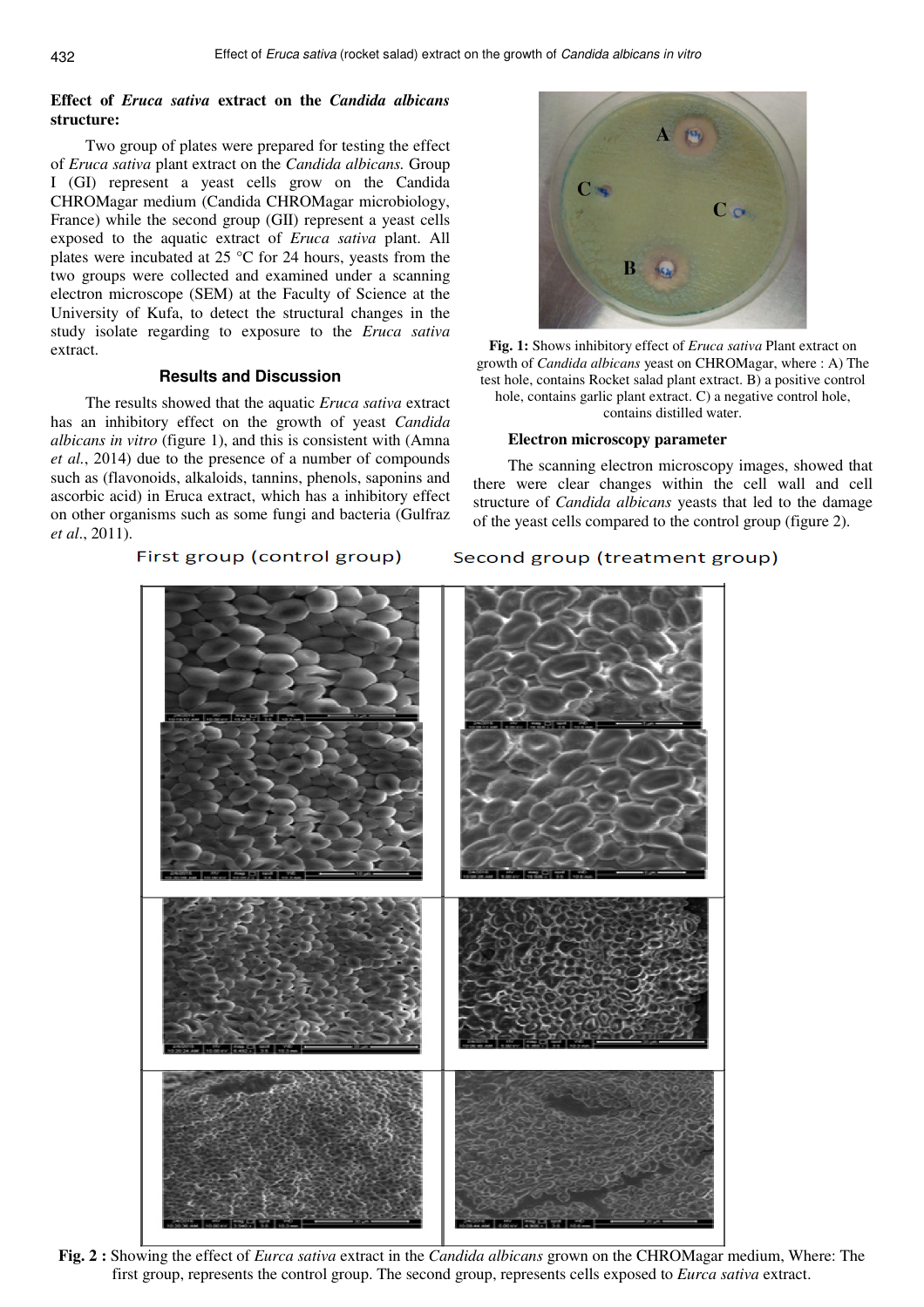## Effect of *Eruca sativa* extract on the *Candida albicans* structure:

Two group of plates were prepared for testing the effect of *Eruca sativa* plant extract on the *Candida albicans.* Group I (GI) represent a yeast cells grow on the Candida CHROMagar medium (Candida CHROMagar microbiology, France) while the second group (GII) represent a yeast cells exposed to the aquatic extract of *Eruca sativa* plant. All plates were incubated at 25 °C for 24 hours, yeasts from the two groups were collected and examined under a scanning electron microscope (SEM) at the Faculty of Science at the University of Kufa, to detect the structural changes in the study isolate regarding to exposure to the *Eruca sativa* extract.

## Results and Discussion

The results showed that the aquatic *Eruca sativa* extract has an inhibitory effect on the growth of yeast *Candida albicans in vitro* (figure 1), and this is consistent with (Amna *et al.*, 2014) due to the presence of a number of compounds such as (flavonoids, alkaloids, tannins, phenols, saponins and ascorbic acid) in Eruca extract, which has a inhibitory effect on other organisms such as some fungi and bacteria (Gulfraz *et al.*, 2011).

**Fig. 1:** Shows inhibitory effect of *Eruca sativa* Plant extract on growth of *Candida albicans* yeast on CHROMagar, where : A) The test hole, contains Rocket salad plant extract. B) a positive control hole, contains garlic plant extract. C) a negative control hole, contains distilled water.

### Electron microscopy parameter

The scanning electron microscopy images, showed that there were clear changes within the cell wall and cell structure of *Candida albicans* yeasts that led to the damage of the yeast cells compared to the control group (figure 2).

First group (control group) | Second group (treatment group)

**Fig. 2 :** Showing the effect of *Eurca sativa* extract in the *Candida albicans* grown on the CHROMagar medium, Where: The first group, represents the control group. The second group, represents cells exposed to *Eurca sativa* extract.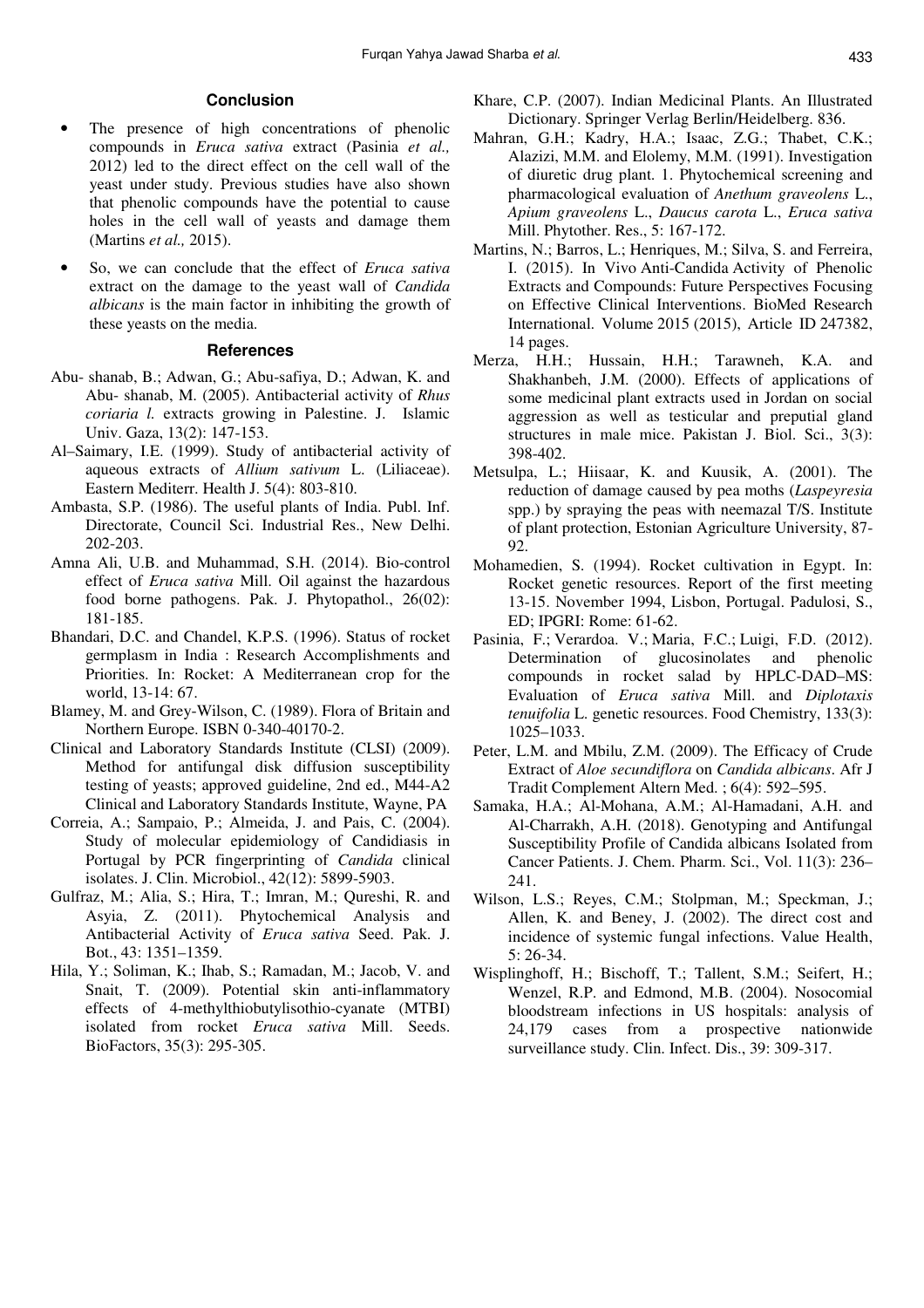## Conclusion

- The presence of high concentrations of phenolic compounds in *Eruca sativa* extract (Pasinia *et al.,* 2012) led to the direct effect on the cell wall of the yeast under study. Previous studies have also shown that phenolic compounds have the potential to cause holes in the cell wall of yeasts and damage them (Martins *et al.,* 2015).
- So, we can conclude that the effect of *Eruca sativa* extract on the damage to the yeast wall of *Candida albicans* is the main factor in inhibiting the growth of these yeasts on the media.

## References

Abu- shanab, B.; Adwan, G.; Abu-safiya, D.; Adwan, K. and Abu- shanab, M. (2005). Antibacterial activity of *Rhus coriaria l.* extracts growing in Palestine. J. Islamic Univ. Gaza, 13(2): 147-153.

Al–Saimary, I.E. (1999). Study of antibacterial activity of aqueous extracts of *Allium sativum* L. (Liliaceae). Eastern Mediterr. Health J. 5(4): 803-810.

Ambasta, S.P. (1986). The useful plants of India. Publ. Inf. Directorate, Council Sci. Industrial Res., New Delhi. 202-203.

Amna Ali, U.B. and Muhammad, S.H. (2014). Bio-control effect of *Eruca sativa* Mill. Oil against the hazardous food borne pathogens. Pak. J. Phytopathol., 26(02): 181-185.

Bhandari, D.C. and Chandel, K.P.S. (1996). Status of rocket germplasm in India : Research Accomplishments and Priorities. In: Rocket: A Mediterranean crop for the world, 13-14: 67.

Blamey, M. and Grey-Wilson, C. (1989). Flora of Britain and Northern Europe. ISBN 0-340-40170-2.

Clinical and Laboratory Standards Institute (CLSI) (2009). Method for antifungal disk diffusion susceptibility testing of yeasts; approved guideline, 2nd ed., M44-A2 Clinical and Laboratory Standards Institute, Wayne, PA

Correia, A.; Sampaio, P.; Almeida, J. and Pais, C. (2004). Study of molecular epidemiology of Candidiasis in Portugal by PCR fingerprinting of *Candida* clinical isolates. J. Clin. Microbiol., 42(12): 5899-5903.

Gulfraz, M.; Alia, S.; Hira, T.; Imran, M.; Qureshi, R. and Asyia, Z. (2011). Phytochemical Analysis and Antibacterial Activity of *Eruca sativa* Seed. Pak. J. Bot., 43: 1351–1359.

Hila, Y.; Soliman, K.; Ihab, S.; Ramadan, M.; Jacob, V. and Snait, T. (2009). Potential skin anti-inflammatory effects of 4-methylthiobutylisothio-cyanate (MTBI) isolated from rocket *Eruca sativa* Mill. Seeds. BioFactors, 35(3): 295-305.

Khare, C.P. (2007). Indian Medicinal Plants. An Illustrated Dictionary. Springer Verlag Berlin/Heidelberg. 836.

Mahran, G.H.; Kadry, H.A.; Isaac, Z.G.; Thabet, C.K.; Alazizi, M.M. and Elolemy, M.M. (1991). Investigation of diuretic drug plant. 1. Phytochemical screening and pharmacological evaluation of *Anethum graveolens* L., *Apium graveolens* L., *Daucus carota* L., *Eruca sativa* Mill. Phytother. Res., 5: 167-172.

Martins, N.; Barros, L.; Henriques, M.; Silva, S. and Ferreira, I. (2015). In Vivo Anti-Candida Activity of Phenolic Extracts and Compounds: Future Perspectives Focusing on Effective Clinical Interventions. BioMed Research International. Volume 2015 (2015), Article ID 247382, 14 pages.

Merza, H.H.; Hussain, H.H.; Tarawneh, K.A. and Shakhanbeh, J.M. (2000). Effects of applications of some medicinal plant extracts used in Jordan on social aggression as well as testicular and preputial gland structures in male mice. Pakistan J. Biol. Sci., 3(3): 398-402.

Metsulpa, L.; Hiisaar, K. and Kuusik, A. (2001). The reduction of damage caused by pea moths (*Laspeyresia* spp.) by spraying the peas with neemazal T/S. Institute of plant protection, Estonian Agriculture University, 87-92.

Mohamedien, S. (1994). Rocket cultivation in Egypt. In: Rocket genetic resources. Report of the first meeting 13-15. November 1994, Lisbon, Portugal. Padulosi, S., ED; IPGRI: Rome: 61-62.

Pasinia, F.; Verardoa. V.; Maria, F.C.; Luigi, F.D. (2012). Determination of glucosinolates and phenolic compounds in rocket salad by HPLC-DAD–MS: Evaluation of *Eruca sativa* Mill. and *Diplotaxis tenuifolia* L. genetic resources. Food Chemistry, 133(3): 1025–1033.

Peter, L.M. and Mbilu, Z.M. (2009). The Efficacy of Crude Extract of *Aloe secundiflora* on *Candida albicans*. Afr J Tradit Complement Altern Med. ; 6(4): 592–595.

Samaka, H.A.; Al-Mohana, A.M.; Al-Hamadani, A.H. and Al-Charrakh, A.H. (2018). Genotyping and Antifungal Susceptibility Profile of Candida albicans Isolated from Cancer Patients. J. Chem. Pharm. Sci., Vol. 11(3): 236–241.

Wilson, L.S.; Reyes, C.M.; Stolpman, M.; Speckman, J.; Allen, K. and Beney, J. (2002). The direct cost and incidence of systemic fungal infections. Value Health, 5: 26-34.

Wisplinghoff, H.; Bischoff, T.; Tallent, S.M.; Seifert, H.; Wenzel, R.P. and Edmond, M.B. (2004). Nosocomial bloodstream infections in US hospitals: analysis of 24,179 cases from a prospective nationwide surveillance study. Clin. Infect. Dis., 39: 309-317.